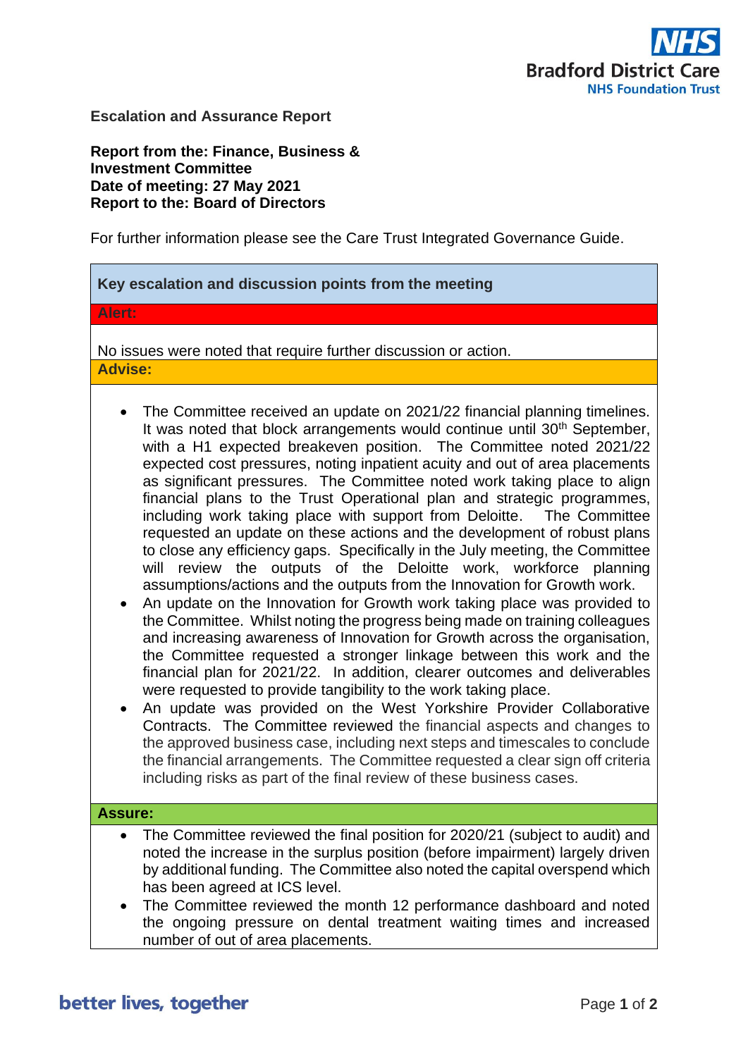**Escalation and Assurance Report**

**Report from the: Finance, Business & Investment Committee**
**Date of meeting: 27 May 2021**
**Report to the: Board of Directors**

For further information please see the Care Trust Integrated Governance Guide.

## Key escalation and discussion points from the meeting

### Alert:

No issues were noted that require further discussion or action.

### Advise:

- The Committee received an update on 2021/22 financial planning timelines. It was noted that block arrangements would continue until 30th September, with a H1 expected breakeven position. The Committee noted 2021/22 expected cost pressures, noting inpatient acuity and out of area placements as significant pressures. The Committee noted work taking place to align financial plans to the Trust Operational plan and strategic programmes, including work taking place with support from Deloitte. The Committee requested an update on these actions and the development of robust plans to close any efficiency gaps. Specifically in the July meeting, the Committee will review the outputs of the Deloitte work, workforce planning assumptions/actions and the outputs from the Innovation for Growth work.
- An update on the Innovation for Growth work taking place was provided to the Committee. Whilst noting the progress being made on training colleagues and increasing awareness of Innovation for Growth across the organisation, the Committee requested a stronger linkage between this work and the financial plan for 2021/22. In addition, clearer outcomes and deliverables were requested to provide tangibility to the work taking place.
- An update was provided on the West Yorkshire Provider Collaborative Contracts. The Committee reviewed the financial aspects and changes to the approved business case, including next steps and timescales to conclude the financial arrangements. The Committee requested a clear sign off criteria including risks as part of the final review of these business cases.

### Assure:

- The Committee reviewed the final position for 2020/21 (subject to audit) and noted the increase in the surplus position (before impairment) largely driven by additional funding. The Committee also noted the capital overspend which has been agreed at ICS level.
- The Committee reviewed the month 12 performance dashboard and noted the ongoing pressure on dental treatment waiting times and increased number of out of area placements.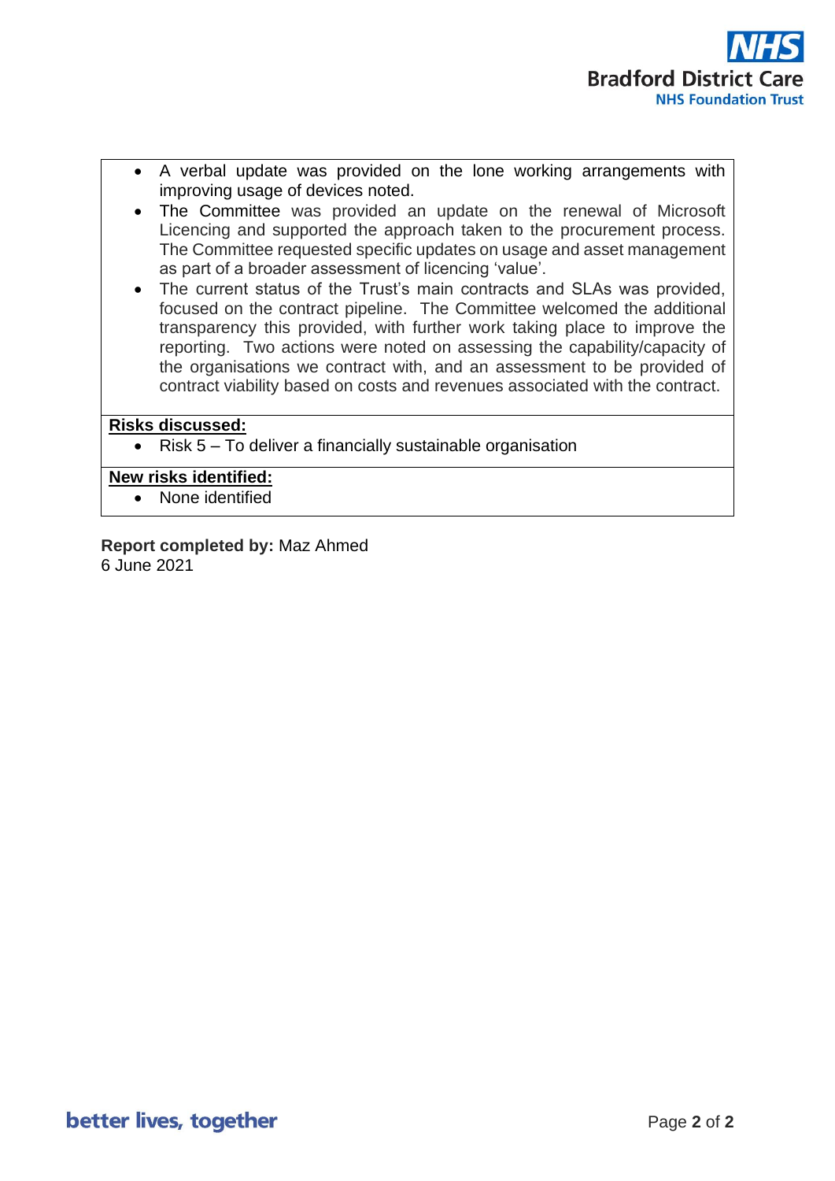- A verbal update was provided on the lone working arrangements with improving usage of devices noted.
- The Committee was provided an update on the renewal of Microsoft Licencing and supported the approach taken to the procurement process. The Committee requested specific updates on usage and asset management as part of a broader assessment of licencing 'value'.
- The current status of the Trust's main contracts and SLAs was provided, focused on the contract pipeline. The Committee welcomed the additional transparency this provided, with further work taking place to improve the reporting. Two actions were noted on assessing the capability/capacity of the organisations we contract with, and an assessment to be provided of contract viability based on costs and revenues associated with the contract.

**Risks discussed:**

- Risk 5 – To deliver a financially sustainable organisation

**New risks identified:**

- None identified

**Report completed by:** Maz Ahmed
6 June 2021